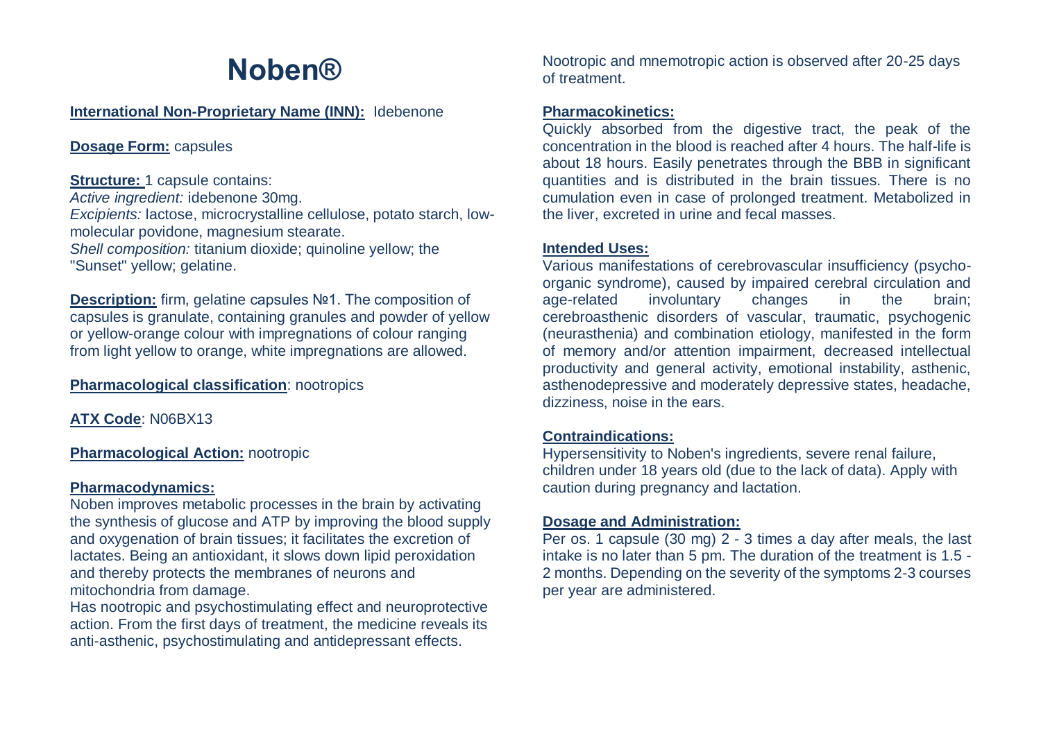# Noben®

**International Non-Proprietary Name (INN):** Idebenone

**Dosage Form:** capsules

**Structure:** 1 capsule contains:
*Active ingredient:* idebenone 30mg.
*Excipients:* lactose, microcrystalline cellulose, potato starch, low-molecular povidone, magnesium stearate.
*Shell composition:* titanium dioxide; quinoline yellow; the "Sunset" yellow; gelatine.

**Description:** firm, gelatine capsules №1. The composition of capsules is granulate, containing granules and powder of yellow or yellow-orange colour with impregnations of colour ranging from light yellow to orange, white impregnations are allowed.

**Pharmacological classification**: nootropics

**ATX Code**: N06BX13

**Pharmacological Action:** nootropic

**Pharmacodynamics:**
Noben improves metabolic processes in the brain by activating the synthesis of glucose and ATP by improving the blood supply and oxygenation of brain tissues; it facilitates the excretion of lactates. Being an antioxidant, it slows down lipid peroxidation and thereby protects the membranes of neurons and mitochondria from damage.
Has nootropic and psychostimulating effect and neuroprotective action. From the first days of treatment, the medicine reveals its anti-asthenic, psychostimulating and antidepressant effects.
Nootropic and mnemotropic action is observed after 20-25 days of treatment.

**Pharmacokinetics:**
Quickly absorbed from the digestive tract, the peak of the concentration in the blood is reached after 4 hours. The half-life is about 18 hours. Easily penetrates through the BBB in significant quantities and is distributed in the brain tissues. There is no cumulation even in case of prolonged treatment. Metabolized in the liver, excreted in urine and fecal masses.

**Intended Uses:**
Various manifestations of cerebrovascular insufficiency (psycho-organic syndrome), caused by impaired cerebral circulation and age-related involuntary changes in the brain; cerebroasthenic disorders of vascular, traumatic, psychogenic (neurasthenia) and combination etiology, manifested in the form of memory and/or attention impairment, decreased intellectual productivity and general activity, emotional instability, asthenic, asthenodepressive and moderately depressive states, headache, dizziness, noise in the ears.

**Contraindications:**
Hypersensitivity to Noben's ingredients, severe renal failure, children under 18 years old (due to the lack of data). Apply with caution during pregnancy and lactation.

**Dosage and Administration:**
Per os. 1 capsule (30 mg) 2 - 3 times a day after meals, the last intake is no later than 5 pm. The duration of the treatment is 1.5 - 2 months. Depending on the severity of the symptoms 2-3 courses per year are administered.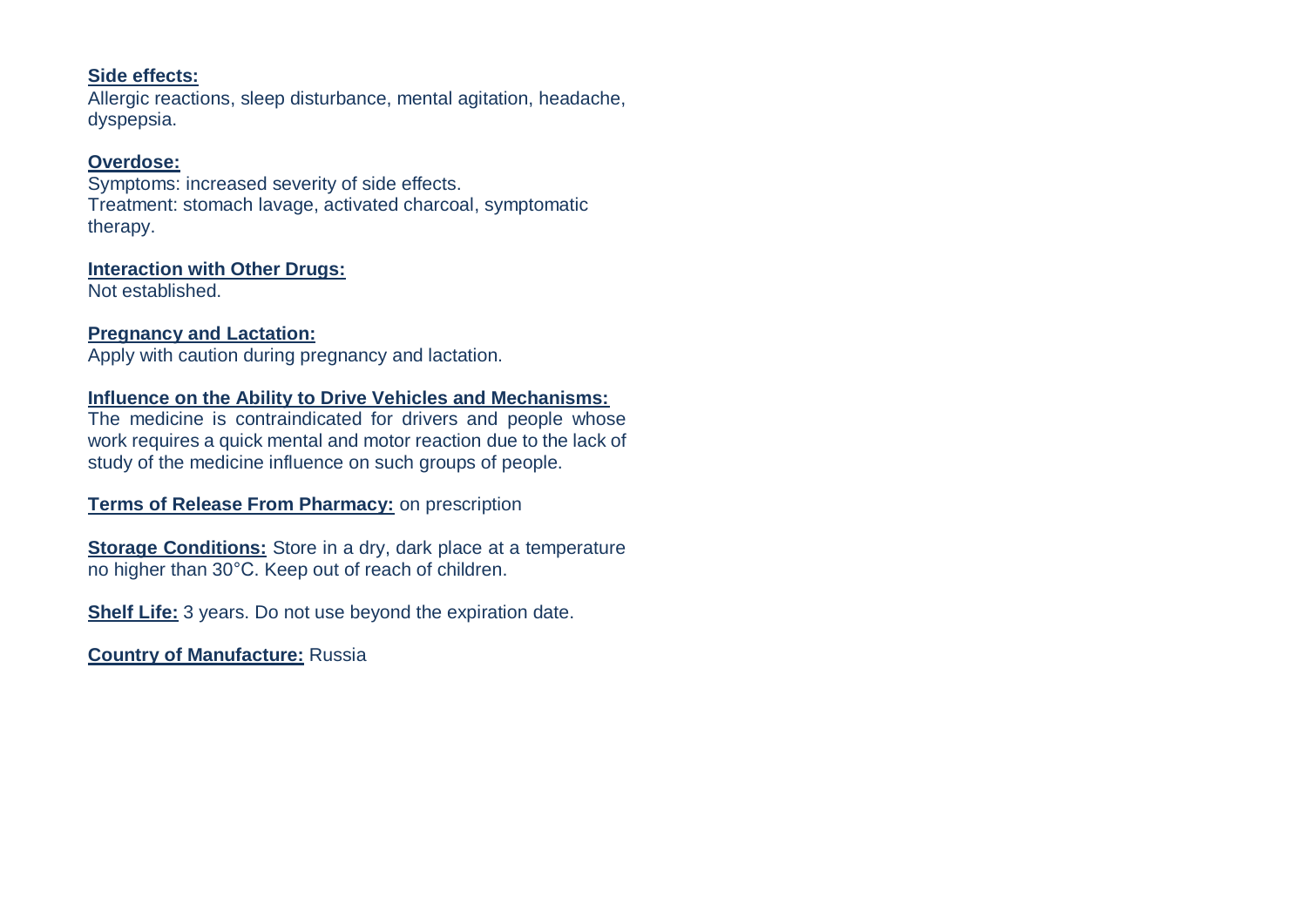**Side effects:**
Allergic reactions, sleep disturbance, mental agitation, headache, dyspepsia.

**Overdose:**
Symptoms: increased severity of side effects.
Treatment: stomach lavage, activated charcoal, symptomatic therapy.

**Interaction with Other Drugs:**
Not established.

**Pregnancy and Lactation:**
Apply with caution during pregnancy and lactation.

**Influence on the Ability to Drive Vehicles and Mechanisms:**
The medicine is contraindicated for drivers and people whose work requires a quick mental and motor reaction due to the lack of study of the medicine influence on such groups of people.

**Terms of Release From Pharmacy:** on prescription

**Storage Conditions:** Store in a dry, dark place at a temperature no higher than 30°C. Keep out of reach of children.

**Shelf Life:** 3 years. Do not use beyond the expiration date.

**Country of Manufacture:** Russia